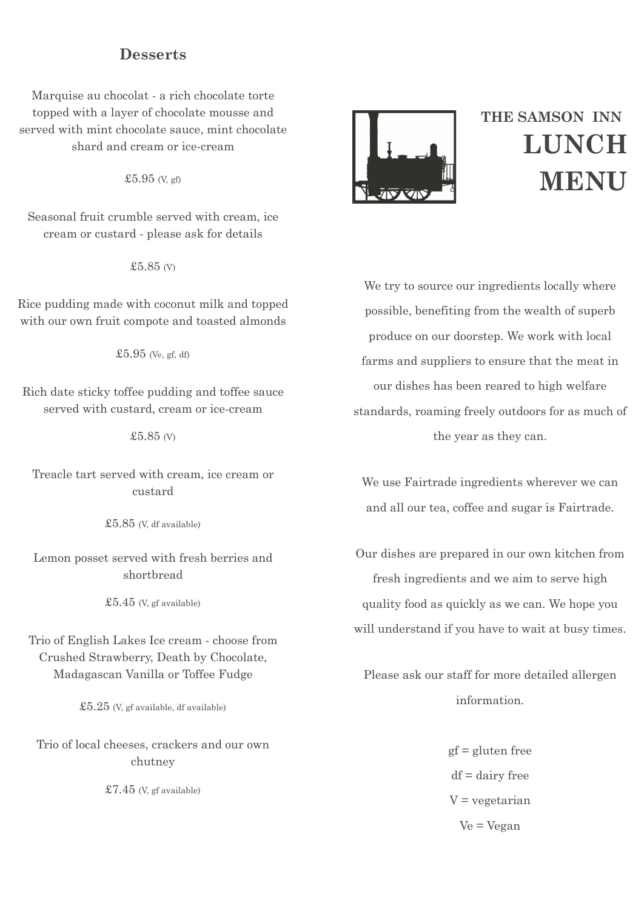## Desserts

Marquise au chocolat - a rich chocolate torte topped with a layer of chocolate mousse and served with mint chocolate sauce, mint chocolate shard and cream or ice-cream

£5.95 (V, gf)

Seasonal fruit crumble served with cream, ice cream or custard - please ask for details

£5.85 (V)

Rice pudding made with coconut milk and topped with our own fruit compote and toasted almonds

£5.95 (Ve, gf, df)

Rich date sticky toffee pudding and toffee sauce served with custard, cream or ice-cream

£5.85 (V)

Treacle tart served with cream, ice cream or custard

£5.85 (V, df available)

Lemon posset served with fresh berries and shortbread

£5.45 (V, gf available)

Trio of English Lakes Ice cream - choose from Crushed Strawberry, Death by Chocolate, Madagascan Vanilla or Toffee Fudge

£5.25 (V, gf available, df available)

Trio of local cheeses, crackers and our own chutney

£7.45 (V, gf available)

# THE SAMSON INN LUNCH MENU

We try to source our ingredients locally where possible, benefiting from the wealth of superb produce on our doorstep. We work with local farms and suppliers to ensure that the meat in our dishes has been reared to high welfare standards, roaming freely outdoors for as much of the year as they can.

We use Fairtrade ingredients wherever we can and all our tea, coffee and sugar is Fairtrade.

Our dishes are prepared in our own kitchen from fresh ingredients and we aim to serve high quality food as quickly as we can. We hope you will understand if you have to wait at busy times.

Please ask our staff for more detailed allergen information.

gf = gluten free

df = dairy free

V = vegetarian

Ve = Vegan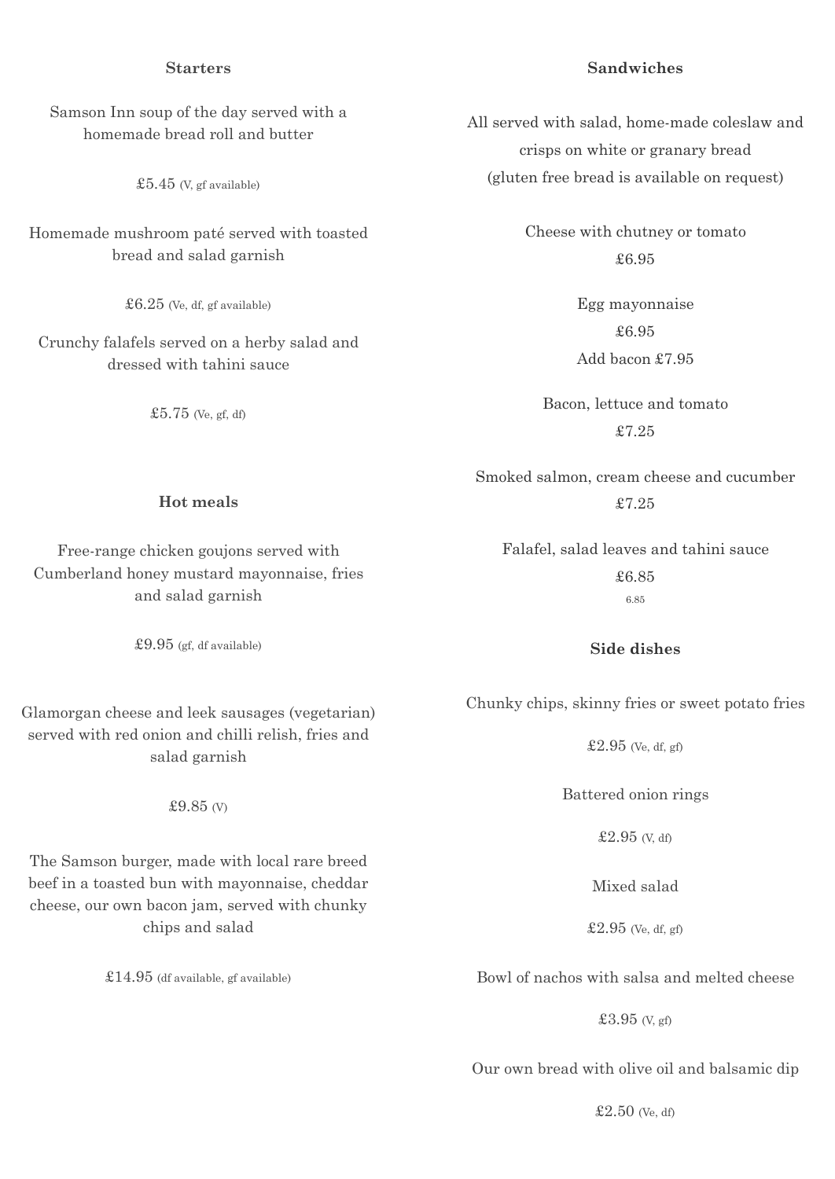## Starters

Samson Inn soup of the day served with a homemade bread roll and butter

£5.45 (V, gf available)

Homemade mushroom paté served with toasted bread and salad garnish

£6.25 (Ve, df, gf available)

Crunchy falafels served on a herby salad and dressed with tahini sauce

£5.75 (Ve, gf, df)

## Hot meals

Free-range chicken goujons served with Cumberland honey mustard mayonnaise, fries and salad garnish

£9.95 (gf, df available)

Glamorgan cheese and leek sausages (vegetarian) served with red onion and chilli relish, fries and salad garnish

£9.85 (V)

The Samson burger, made with local rare breed beef in a toasted bun with mayonnaise, cheddar cheese, our own bacon jam, served with chunky chips and salad

£14.95 (df available, gf available)

## Sandwiches

All served with salad, home-made coleslaw and crisps on white or granary bread
(gluten free bread is available on request)

Cheese with chutney or tomato
£6.95

Egg mayonnaise
£6.95
Add bacon £7.95

Bacon, lettuce and tomato
£7.25

Smoked salmon, cream cheese and cucumber
£7.25

Falafel, salad leaves and tahini sauce
£6.85
6.85

## Side dishes

Chunky chips, skinny fries or sweet potato fries

£2.95 (Ve, df, gf)

Battered onion rings

£2.95 (V, df)

Mixed salad

£2.95 (Ve, df, gf)

Bowl of nachos with salsa and melted cheese

£3.95 (V, gf)

Our own bread with olive oil and balsamic dip

£2.50 (Ve, df)